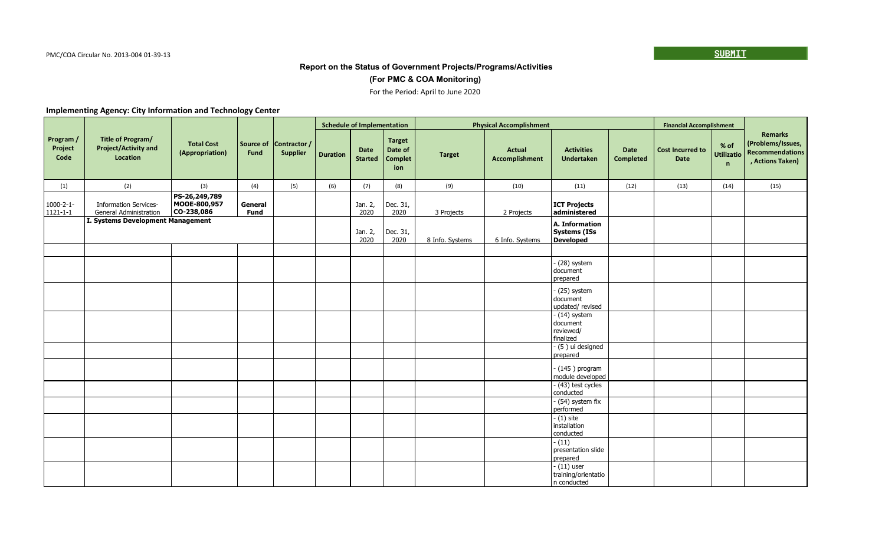PMC/COA Circular No. 2013-004 01-39-13

SUBMIT

## Report on the Status of Government Projects/Programs/Activities

### (For PMC & COA Monitoring)

For the Period: April to June 2020

**Implementing Agency: City Information and Technology Center**

| Program / Project Code | Title of Program/ Project/Activity and Location | Total Cost (Appropriation) | Source of Fund | Contractor / Supplier | Schedule of Implementation | | | Physical Accomplishment | | | | Financial Accomplishment | | Remarks (Problems/Issues, Recommendations , Actions Taken) |
|---|---|---|---|---|---|---|---|---|---|---|---|---|---|---|
| | | | | | Duration | Date Started | Target Date of Completion | Target | Actual Accomplishment | Activities Undertaken | Date Completed | Cost Incurred to Date | % of Utilization | |
| (1) | (2) | (3) | (4) | (5) | (6) | (7) | (8) | (9) | (10) | (11) | (12) | (13) | (14) | (15) |
| 1000-2-1-1121-1-1 | Information Services- General Administration | **PS-26,249,789 MOOE-800,957 CO-238,086** | **General Fund** | | | Jan. 2, 2020 | Dec. 31, 2020 | 3 Projects | 2 Projects | **ICT Projects administered** | | | | |
| | **I. Systems Development Management** | | | | | Jan. 2, 2020 | Dec. 31, 2020 | 8 Info. Systems | 6 Info. Systems | **A. Information Systems (ISs Developed** | | | | |
| | | | | | | | | | | | | | | |
| | | | | | | | | | | - (28) system document prepared | | | | |
| | | | | | | | | | | - (25) system document updated/ revised | | | | |
| | | | | | | | | | | - (14) system document reviewed/ finalized | | | | |
| | | | | | | | | | | - (5 ) ui designed prepared | | | | |
| | | | | | | | | | | - (145 ) program module developed | | | | |
| | | | | | | | | | | - (43) test cycles conducted | | | | |
| | | | | | | | | | | - (54) system fix performed | | | | |
| | | | | | | | | | | - (1) site installation conducted | | | | |
| | | | | | | | | | | - (11) presentation slide prepared | | | | |
| | | | | | | | | | | - (11) user training/orientation conducted | | | | |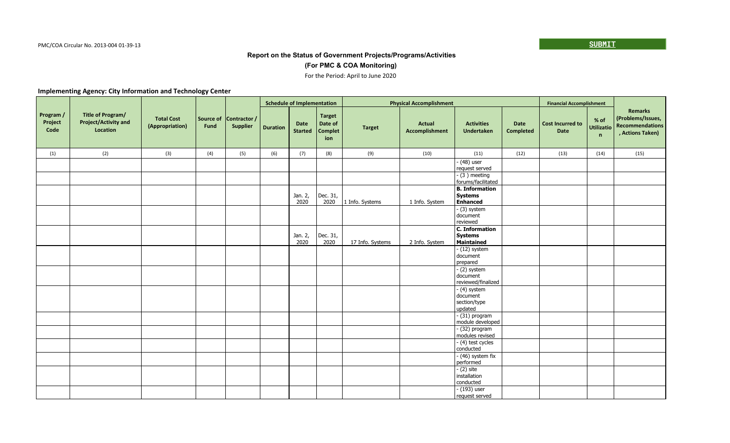PMC/COA Circular No. 2013-004 01-39-13

SUBMIT

**Report on the Status of Government Projects/Programs/Activities**

**(For PMC & COA Monitoring)**

For the Period: April to June 2020

**Implementing Agency: City Information and Technology Center**

| Program / Project Code | Title of Program/ Project/Activity and Location | Total Cost (Appropriation) | Source of Fund | Contractor / Supplier | Schedule of Implementation | | | Physical Accomplishment | | | | Financial Accomplishment | | Remarks (Problems/Issues, Recommendations, Actions Taken) |
|---|---|---|---|---|---|---|---|---|---|---|---|---|---|---|
| | | | | | Duration | Date Started | Target Date of Completion | Target | Actual Accomplishment | Activities Undertaken | Date Completed | Cost Incurred to Date | % of Utilization | |
| (1) | (2) | (3) | (4) | (5) | (6) | (7) | (8) | (9) | (10) | (11) | (12) | (13) | (14) | (15) |
| | | | | | | | | | | - (48) user request served | | | | |
| | | | | | | | | | | - (3 ) meeting forums/facilitated | | | | |
| | | | | | | Jan. 2, 2020 | Dec. 31, 2020 | 1 Info. Systems | 1 Info. System | **B. Information Systems Enhanced** | | | | |
| | | | | | | | | | | - (3) system document reviewed | | | | |
| | | | | | | Jan. 2, 2020 | Dec. 31, 2020 | 17 Info. Systems | 2 Info. System | **C. Information Systems Maintained** | | | | |
| | | | | | | | | | | - (12) system document prepared | | | | |
| | | | | | | | | | | - (2) system document reviewed/finalized | | | | |
| | | | | | | | | | | - (4) system document section/type updated | | | | |
| | | | | | | | | | | - (31) program module developed | | | | |
| | | | | | | | | | | - (32) program modules revised | | | | |
| | | | | | | | | | | - (4) test cycles conducted | | | | |
| | | | | | | | | | | - (46) system fix performed | | | | |
| | | | | | | | | | | - (2) site installation conducted | | | | |
| | | | | | | | | | | - (193) user request served | | | | |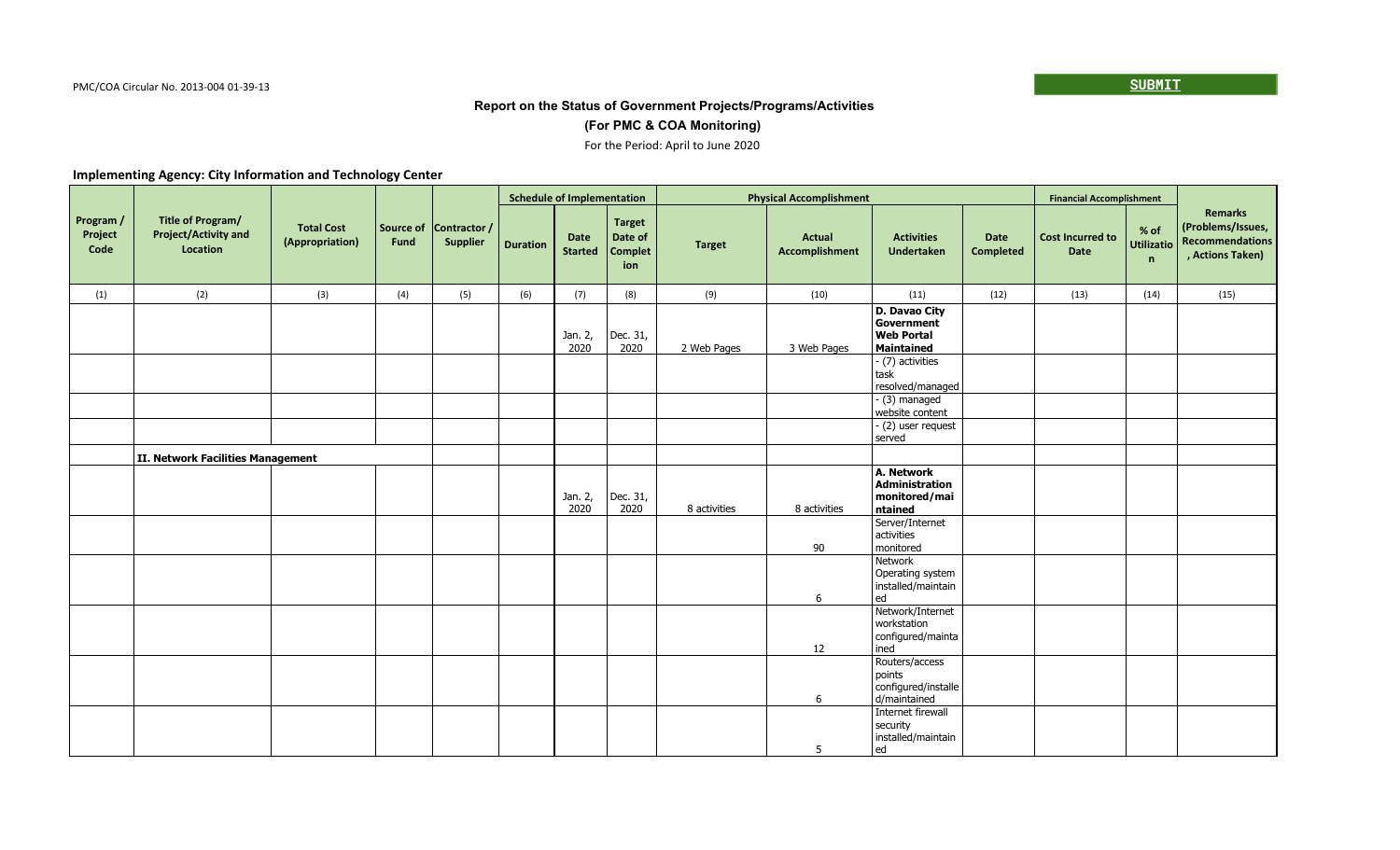PMC/COA Circular No. 2013-004 01-39-13

SUBMIT

**Report on the Status of Government Projects/Programs/Activities**

**(For PMC & COA Monitoring)**

For the Period: April to June 2020

**Implementing Agency: City Information and Technology Center**

| Program / Project Code | Title of Program/ Project/Activity and Location | Total Cost (Appropriation) | Source of Fund | Contractor / Supplier | Schedule of Implementation | | | Physical Accomplishment | | | | Financial Accomplishment | | Remarks (Problems/Issues, Recommendations , Actions Taken) |
|---|---|---|---|---|---|---|---|---|---|---|---|---|---|---|
| | | | | | Duration | Date Started | Target Date of Completion | Target | Actual Accomplishment | Activities Undertaken | Date Completed | Cost Incurred to Date | % of Utilization | |
| (1) | (2) | (3) | (4) | (5) | (6) | (7) | (8) | (9) | (10) | (11) | (12) | (13) | (14) | (15) |
| | | | | | | Jan. 2, 2020 | Dec. 31, 2020 | 2 Web Pages | 3 Web Pages | **D. Davao City Government Web Portal Maintained** | | | | |
| | | | | | | | | | | - (7) activities task resolved/managed | | | | |
| | | | | | | | | | | - (3) managed website content | | | | |
| | | | | | | | | | | - (2) user request served | | | | |
| | **II. Network Facilities Management** | | | | | | | | | | | | | |
| | | | | | | Jan. 2, 2020 | Dec. 31, 2020 | 8 activities | 8 activities | **A. Network Administration monitored/maintained** | | | | |
| | | | | | | | | | 90 | Server/Internet activities monitored | | | | |
| | | | | | | | | | 6 | Network Operating system installed/maintained | | | | |
| | | | | | | | | | 12 | Network/Internet workstation configured/maintained | | | | |
| | | | | | | | | | 6 | Routers/access points configured/installed/maintained | | | | |
| | | | | | | | | | 5 | Internet firewall security installed/maintained | | | | |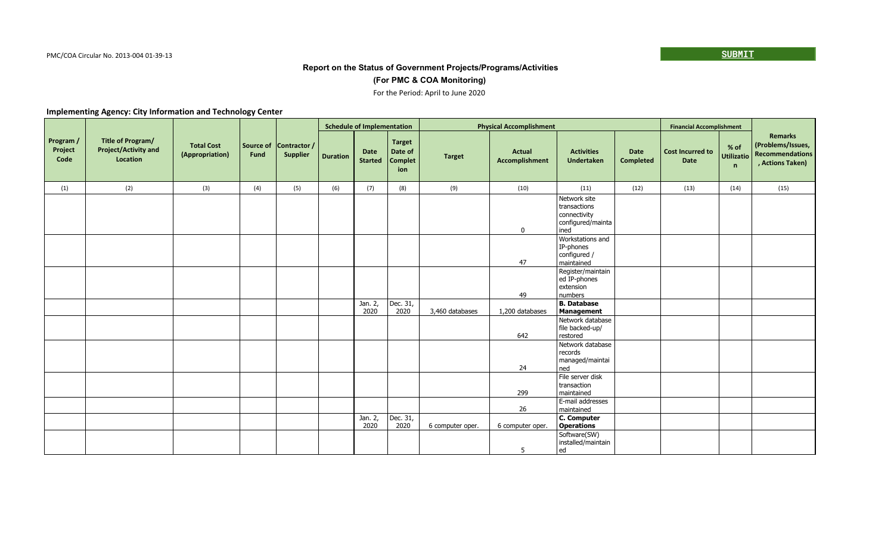PMC/COA Circular No. 2013-004 01-39-13

**SUBMIT**

**Report on the Status of Government Projects/Programs/Activities**

**(For PMC & COA Monitoring)**

For the Period: April to June 2020

### Implementing Agency: City Information and Technology Center

| Program / Project Code | Title of Program/ Project/Activity and Location | Total Cost (Appropriation) | Source of Fund | Contractor / Supplier | Schedule of Implementation | | | Physical Accomplishment | | | | Financial Accomplishment | | Remarks (Problems/Issues, Recommendations, Actions Taken) |
|---|---|---|---|---|---|---|---|---|---|---|---|---|---|---|
| | | | | | Duration | Date Started | Target Date of Completion | Target | Actual Accomplishment | Activities Undertaken | Date Completed | Cost Incurred to Date | % of Utilization | |
| (1) | (2) | (3) | (4) | (5) | (6) | (7) | (8) | (9) | (10) | (11) | (12) | (13) | (14) | (15) |
| | | | | | | | | | 0 | Network site transactions connectivity configured/maintained | | | | |
| | | | | | | | | | 47 | Workstations and IP-phones configured / maintained | | | | |
| | | | | | | | | | 49 | Register/maintained IP-phones extension numbers | | | | |
| | | | | | | Jan. 2, 2020 | Dec. 31, 2020 | 3,460 databases | 1,200 databases | **B. Database Management** | | | | |
| | | | | | | | | | 642 | Network database file backed-up/ restored | | | | |
| | | | | | | | | | 24 | Network database records managed/maintained | | | | |
| | | | | | | | | | 299 | File server disk transaction maintained | | | | |
| | | | | | | | | | 26 | E-mail addresses maintained | | | | |
| | | | | | | Jan. 2, 2020 | Dec. 31, 2020 | 6 computer oper. | 6 computer oper. | **C. Computer Operations** | | | | |
| | | | | | | | | | 5 | Software(SW) installed/maintained | | | | |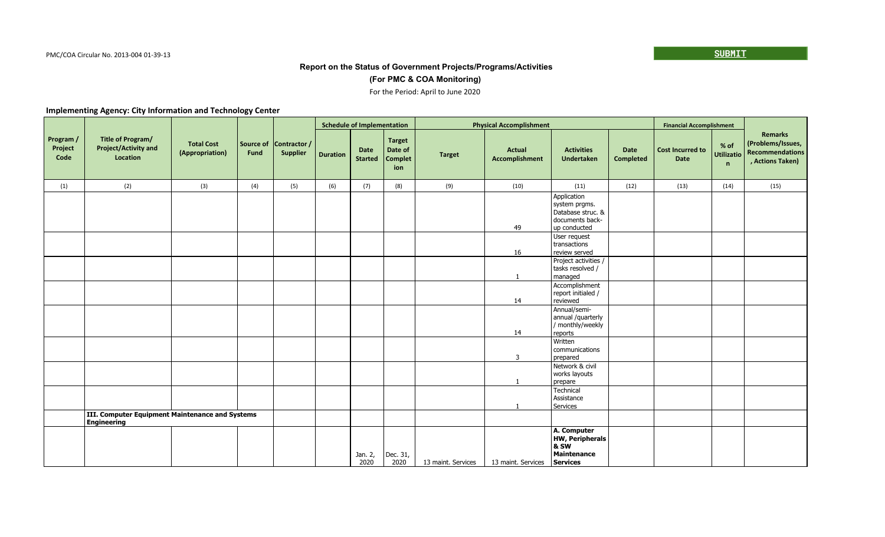PMC/COA Circular No. 2013-004 01-39-13

**SUBMIT**

**Report on the Status of Government Projects/Programs/Activities**

**(For PMC & COA Monitoring)**

For the Period: April to June 2020

**Implementing Agency: City Information and Technology Center**

| Program / Project Code | Title of Program/ Project/Activity and Location | Total Cost (Appropriation) | Source of Fund | Contractor / Supplier | Schedule of Implementation | | | Physical Accomplishment | | | | Financial Accomplishment | | Remarks (Problems/Issues, Recommendations, Actions Taken) |
|---|---|---|---|---|---|---|---|---|---|---|---|---|---|---|
| | | | | | Duration | Date Started | Target Date of Completion | Target | Actual Accomplishment | Activities Undertaken | Date Completed | Cost Incurred to Date | % of Utilization | |
| (1) | (2) | (3) | (4) | (5) | (6) | (7) | (8) | (9) | (10) | (11) | (12) | (13) | (14) | (15) |
| | | | | | | | | | 49 | Application system prgms. Database struc. & documents back-up conducted | | | | |
| | | | | | | | | | 16 | User request transactions review served | | | | |
| | | | | | | | | | 1 | Project activities / tasks resolved / managed | | | | |
| | | | | | | | | | 14 | Accomplishment report initialed / reviewed | | | | |
| | | | | | | | | | 14 | Annual/semi-annual /quarterly / monthly/weekly reports | | | | |
| | | | | | | | | | 3 | Written communications prepared | | | | |
| | | | | | | | | | 1 | Network & civil works layouts prepare | | | | |
| | | | | | | | | | 1 | Technical Assistance Services | | | | |
| | **III. Computer Equipment Maintenance and Systems Engineering** | | | | | | | | | | | | | |
| | | | | | | Jan. 2, 2020 | Dec. 31, 2020 | 13 maint. Services | 13 maint. Services | **A. Computer HW, Peripherals & SW Maintenance Services** | | | | |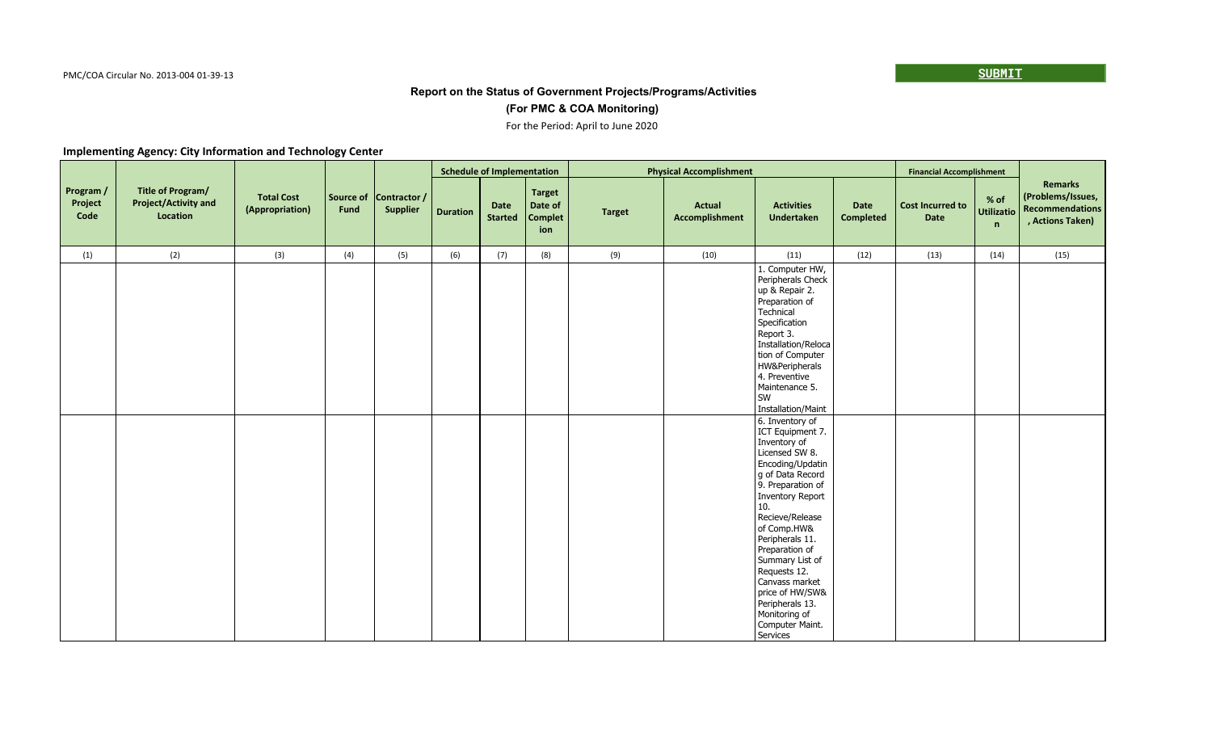PMC/COA Circular No. 2013-004 01-39-13

SUBMIT

**Report on the Status of Government Projects/Programs/Activities**

**(For PMC & COA Monitoring)**

For the Period: April to June 2020

**Implementing Agency: City Information and Technology Center**

| Program / Project Code | Title of Program/ Project/Activity and Location | Total Cost (Appropriation) | Source of Fund | Contractor / Supplier | Schedule of Implementation | | | Physical Accomplishment | | | | Financial Accomplishment | | Remarks (Problems/Issues, Recommendations, Actions Taken) |
|---|---|---|---|---|---|---|---|---|---|---|---|---|---|---|
| | | | | | Duration | Date Started | Target Date of Completion | Target | Actual Accomplishment | Activities Undertaken | Date Completed | Cost Incurred to Date | % of Utilization | |
| (1) | (2) | (3) | (4) | (5) | (6) | (7) | (8) | (9) | (10) | (11) | (12) | (13) | (14) | (15) |
| | | | | | | | | | | 1. Computer HW, Peripherals Check up & Repair 2. Preparation of Technical Specification Report 3. Installation/Relocation of Computer HW&Peripherals 4. Preventive Maintenance 5. SW Installation/Maint | | | | |
| | | | | | | | | | | 6. Inventory of ICT Equipment 7. Inventory of Licensed SW 8. Encoding/Updating of Data Record 9. Preparation of Inventory Report 10. Recieve/Release of Comp.HW& Peripherals 11. Preparation of Summary List of Requests 12. Canvass market price of HW/SW& Peripherals 13. Monitoring of Computer Maint. Services | | | | |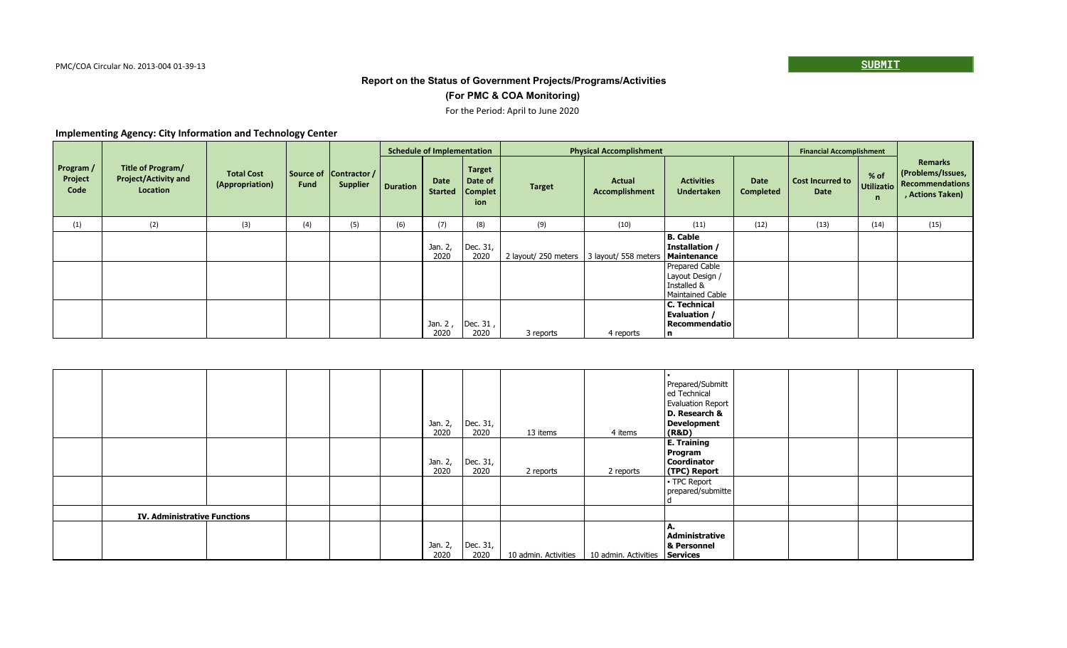PMC/COA Circular No. 2013-004 01-39-13

SUBMIT

**Report on the Status of Government Projects/Programs/Activities**

**(For PMC & COA Monitoring)**

For the Period: April to June 2020

### Implementing Agency: City Information and Technology Center

| Program / Project Code | Title of Program/ Project/Activity and Location | Total Cost (Appropriation) | Source of Fund | Contractor / Supplier | Schedule of Implementation | | | Physical Accomplishment | | | | Financial Accomplishment | | Remarks (Problems/Issues, Recommendations, Actions Taken) |
|---|---|---|---|---|---|---|---|---|---|---|---|---|---|---|
| | | | | | Duration | Date Started | Target Date of Completion | Target | Actual Accomplishment | Activities Undertaken | Date Completed | Cost Incurred to Date | % of Utilization | |
| (1) | (2) | (3) | (4) | (5) | (6) | (7) | (8) | (9) | (10) | (11) | (12) | (13) | (14) | (15) |
| | | | | | | Jan. 2, 2020 | Dec. 31, 2020 | 2 layout/ 250 meters | 3 layout/ 558 meters | **B. Cable Installation / Maintenance** | | | | |
| | | | | | | | | | | Prepared Cable Layout Design / Installed & Maintained Cable | | | | |
| | | | | | | Jan. 2 , 2020 | Dec. 31 , 2020 | 3 reports | 4 reports | **C. Technical Evaluation / Recommendation** | | | | |
| | | | | | | Jan. 2, 2020 | Dec. 31, 2020 | 13 items | 4 items | • Prepared/Submitted Technical Evaluation Report **D. Research & Development (R&D)** | | | | |
| | | | | | | Jan. 2, 2020 | Dec. 31, 2020 | 2 reports | 2 reports | **E. Training Program Coordinator (TPC) Report** | | | | |
| | | | | | | | | | | • TPC Report prepared/submitted | | | | |
| | **IV. Administrative Functions** | | | | | | | | | | | | | |
| | | | | | | Jan. 2, 2020 | Dec. 31, 2020 | 10 admin. Activities | 10 admin. Activities | **A. Administrative & Personnel Services** | | | | |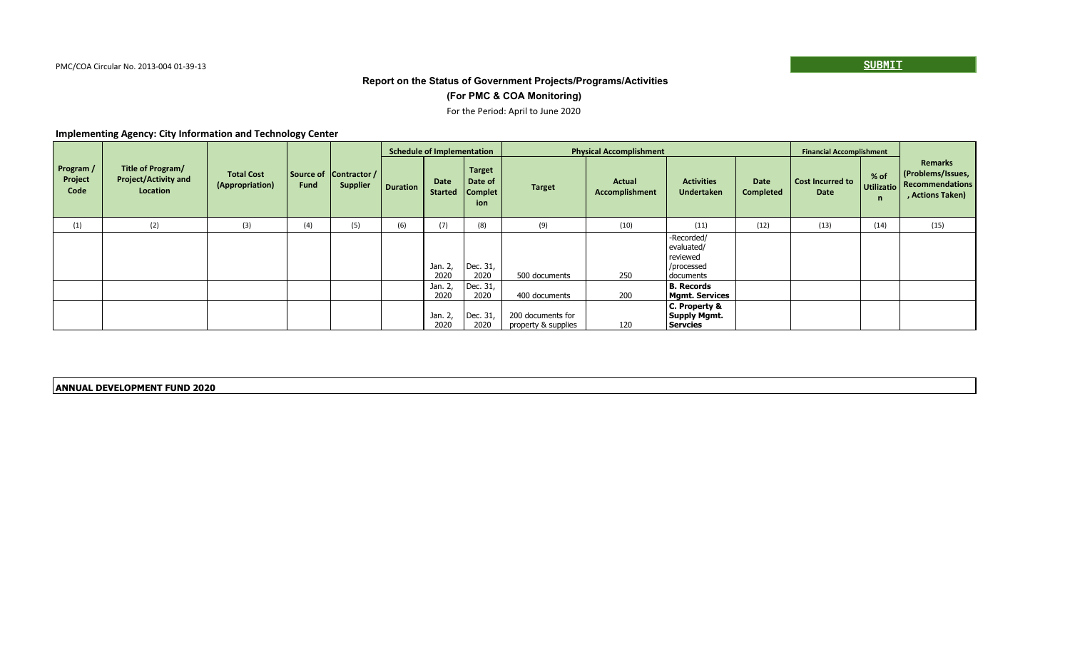PMC/COA Circular No. 2013-004 01-39-13

SUBMIT

**Report on the Status of Government Projects/Programs/Activities**

**(For PMC & COA Monitoring)**

For the Period: April to June 2020

**Implementing Agency: City Information and Technology Center**

| Program / Project Code | Title of Program/ Project/Activity and Location | Total Cost (Appropriation) | Source of Fund | Contractor / Supplier | Schedule of Implementation | | | Physical Accomplishment | | | | Financial Accomplishment | | Remarks (Problems/Issues, Recommendations, Actions Taken) |
|---|---|---|---|---|---|---|---|---|---|---|---|---|---|---|
| | | | | | Duration | Date Started | Target Date of Completion | Target | Actual Accomplishment | Activities Undertaken | Date Completed | Cost Incurred to Date | % of Utilization | |
| (1) | (2) | (3) | (4) | (5) | (6) | (7) | (8) | (9) | (10) | (11) | (12) | (13) | (14) | (15) |
| | | | | | | Jan. 2, 2020 | Dec. 31, 2020 | 500 documents | 250 | -Recorded/ evaluated/ reviewed /processed documents | | | | |
| | | | | | | Jan. 2, 2020 | Dec. 31, 2020 | 400 documents | 200 | **B. Records Mgmt. Services** | | | | |
| | | | | | | Jan. 2, 2020 | Dec. 31, 2020 | 200 documents for property & supplies | 120 | **C. Property & Supply Mgmt. Servcies** | | | | |

**ANNUAL DEVELOPMENT FUND 2020**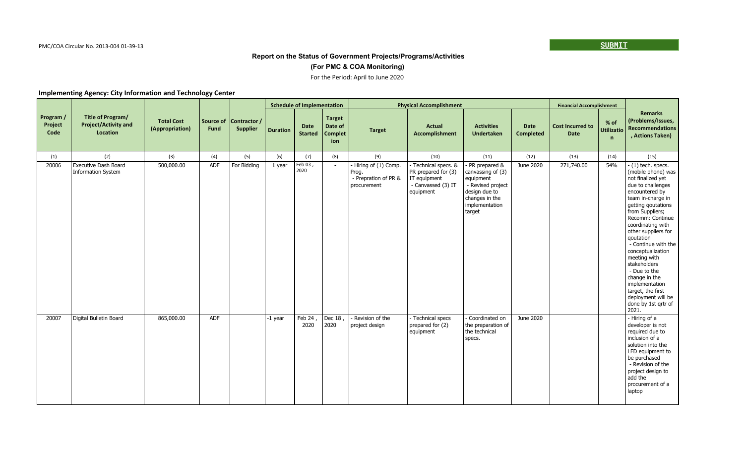PMC/COA Circular No. 2013-004 01-39-13

SUBMIT

**Report on the Status of Government Projects/Programs/Activities**

**(For PMC & COA Monitoring)**

For the Period: April to June 2020

**Implementing Agency: City Information and Technology Center**

| Program / Project Code | Title of Program/ Project/Activity and Location | Total Cost (Appropriation) | Source of Fund | Contractor / Supplier | Schedule of Implementation | | | Physical Accomplishment | | | | Financial Accomplishment | | Remarks (Problems/Issues, Recommendations , Actions Taken) |
|---|---|---|---|---|---|---|---|---|---|---|---|---|---|---|
| | | | | | Duration | Date Started | Target Date of Completion | Target | Actual Accomplishment | Activities Undertaken | Date Completed | Cost Incurred to Date | % of Utilization | |
| (1) | (2) | (3) | (4) | (5) | (6) | (7) | (8) | (9) | (10) | (11) | (12) | (13) | (14) | (15) |
| 20006 | Executive Dash Board Information System | 500,000.00 | ADF | For Bidding | 1 year | Feb 03 , 2020 | - | - Hiring of (1) Comp. Prog. - Prepration of PR & procurement | - Technical specs. & PR prepared for (3) IT equipment - Canvassed (3) IT equipment | - PR prepared & canvassing of (3) equipment - Revised project design due to changes in the implementation target | June 2020 | 271,740.00 | 54% | - (1) tech. specs. (mobile phone) was not finalized yet due to challenges encountered by team in-charge in getting qoutations from Suppliers; Recomm: Continue coordinating with other suppliers for qoutation - Continue with the conceptualization meeting with stakeholders - Due to the change in the implementation target, the first deployment will be done by 1st qrtr of 2021. |
| 20007 | Digital Bulletin Board | 865,000.00 | ADF | | -1 year | Feb 24 , 2020 | Dec 18 , 2020 | - Revision of the project design | - Technical specs prepared for (2) equipment | - Coordinated on the preparation of the technical specs. | June 2020 | | | - Hiring of a developer is not required due to inclusion of a solution into the LFD equipment to be purchased - Revision of the project design to add the procurement of a laptop |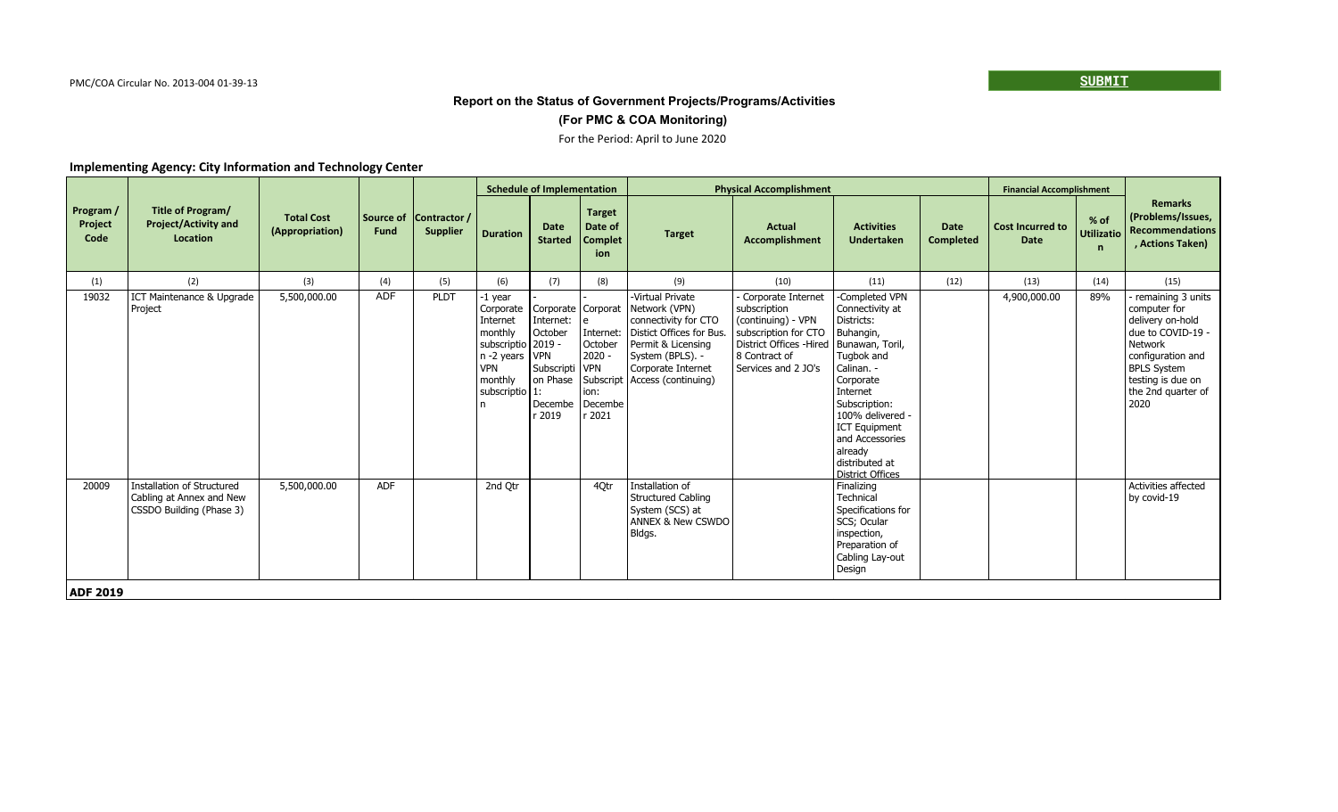PMC/COA Circular No. 2013-004 01-39-13

SUBMIT

**Report on the Status of Government Projects/Programs/Activities**

**(For PMC & COA Monitoring)**

For the Period: April to June 2020

**Implementing Agency: City Information and Technology Center**

| Program / Project Code | Title of Program/ Project/Activity and Location | Total Cost (Appropriation) | Source of Fund | Contractor / Supplier | Schedule of Implementation | | | Physical Accomplishment | | | | Financial Accomplishment | | Remarks (Problems/Issues, Recommendations, Actions Taken) |
|---|---|---|---|---|---|---|---|---|---|---|---|---|---|---|
| | | | | | Duration | Date Started | Target Date of Completion | Target | Actual Accomplishment | Activities Undertaken | Date Completed | Cost Incurred to Date | % of Utilization | |
| (1) | (2) | (3) | (4) | (5) | (6) | (7) | (8) | (9) | (10) | (11) | (12) | (13) | (14) | (15) |
| 19032 | ICT Maintenance & Upgrade Project | 5,500,000.00 | ADF | PLDT | -1 year Corporate Internet monthly subscription -2 years VPN monthly subscription | -Corporate Internet: October 2019 - VPN Subscription Phase 1: December 2019 | -Corporate Internet: October 2020 - VPN Subscription: December 2021 | -Virtual Private Network (VPN) connectivity for CTO Distict Offices for Bus. Permit & Licensing System (BPLS). -Corporate Internet Access (continuing) | - Corporate Internet subscription (continuing) - VPN subscription for CTO District Offices -Hired 8 Contract of Services and 2 JO's | -Completed VPN Connectivity at Districts: Buhangin, Bunawan, Toril, Tugbok and Calinan. -Corporate Internet Subscription: 100% delivered -ICT Equipment and Accessories already distributed at District Offices | | 4,900,000.00 | 89% | - remaining 3 units computer for delivery on-hold due to COVID-19 -Network configuration and BPLS System testing is due on the 2nd quarter of 2020 |
| 20009 | Installation of Structured Cabling at Annex and New CSSDO Building (Phase 3) | 5,500,000.00 | ADF | | 2nd Qtr | | 4Qtr | Installation of Structured Cabling System (SCS) at ANNEX & New CSWDO Bldgs. | | Finalizing Technical Specifications for SCS; Ocular inspection, Preparation of Cabling Lay-out Design | | | | Activities affected by covid-19 |
| **ADF 2019** | | | | | | | | | | | | | | |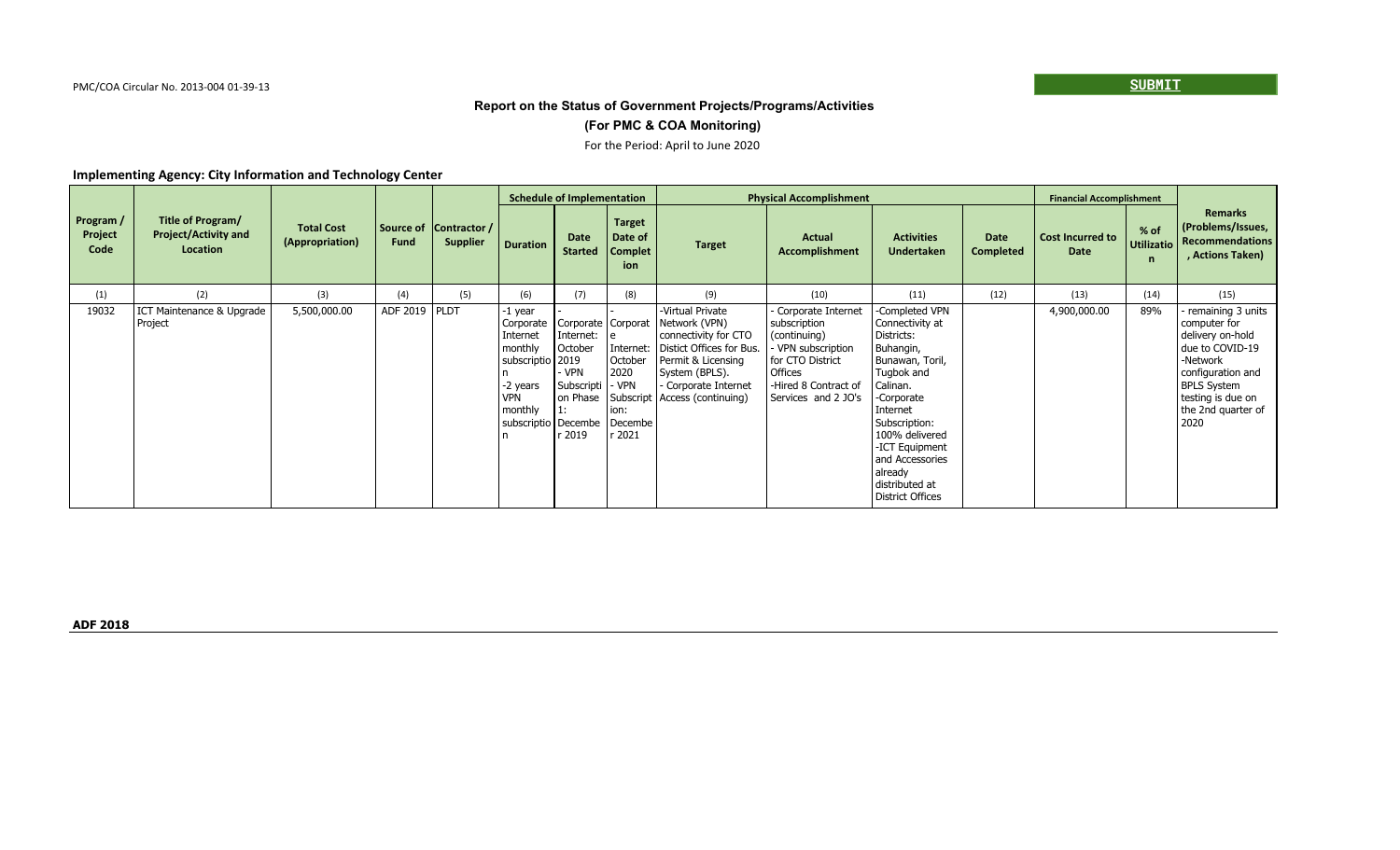PMC/COA Circular No. 2013-004 01-39-13

**SUBMIT**

**Report on the Status of Government Projects/Programs/Activities**

**(For PMC & COA Monitoring)**

For the Period: April to June 2020

**Implementing Agency: City Information and Technology Center**

| Program / Project Code | Title of Program/ Project/Activity and Location | Total Cost (Appropriation) | Source of Fund | Contractor / Supplier | Schedule of Implementation | | | Physical Accomplishment | | | | Financial Accomplishment | | Remarks (Problems/Issues, Recommendations, Actions Taken) |
|---|---|---|---|---|---|---|---|---|---|---|---|---|---|---|
| | | | | | Duration | Date Started | Target Date of Completion | Target | Actual Accomplishment | Activities Undertaken | Date Completed | Cost Incurred to Date | % of Utilization | |
| (1) | (2) | (3) | (4) | (5) | (6) | (7) | (8) | (9) | (10) | (11) | (12) | (13) | (14) | (15) |
| 19032 | ICT Maintenance & Upgrade Project | 5,500,000.00 | ADF 2019 | PLDT | -1 year Corporate Internet monthly subscription -2 years VPN monthly subscription | - Corporate Internet: October 2019 - VPN Subscription Phase 1: December 2019 | - Corporate Internet: October 2020 - VPN Subscription: December 2021 | -Virtual Private Network (VPN) connectivity for CTO Distict Offices for Bus. Permit & Licensing System (BPLS). - Corporate Internet Access (continuing) | - Corporate Internet subscription (continuing) - VPN subscription for CTO District Offices -Hired 8 Contract of Services and 2 JO's | -Completed VPN Connectivity at Districts: Buhangin, Bunawan, Toril, Tugbok and Calinan. -Corporate Internet Subscription: 100% delivered -ICT Equipment and Accessories already distributed at District Offices | | 4,900,000.00 | 89% | - remaining 3 units computer for delivery on-hold due to COVID-19 -Network configuration and BPLS System testing is due on the 2nd quarter of 2020 |

**ADF 2018**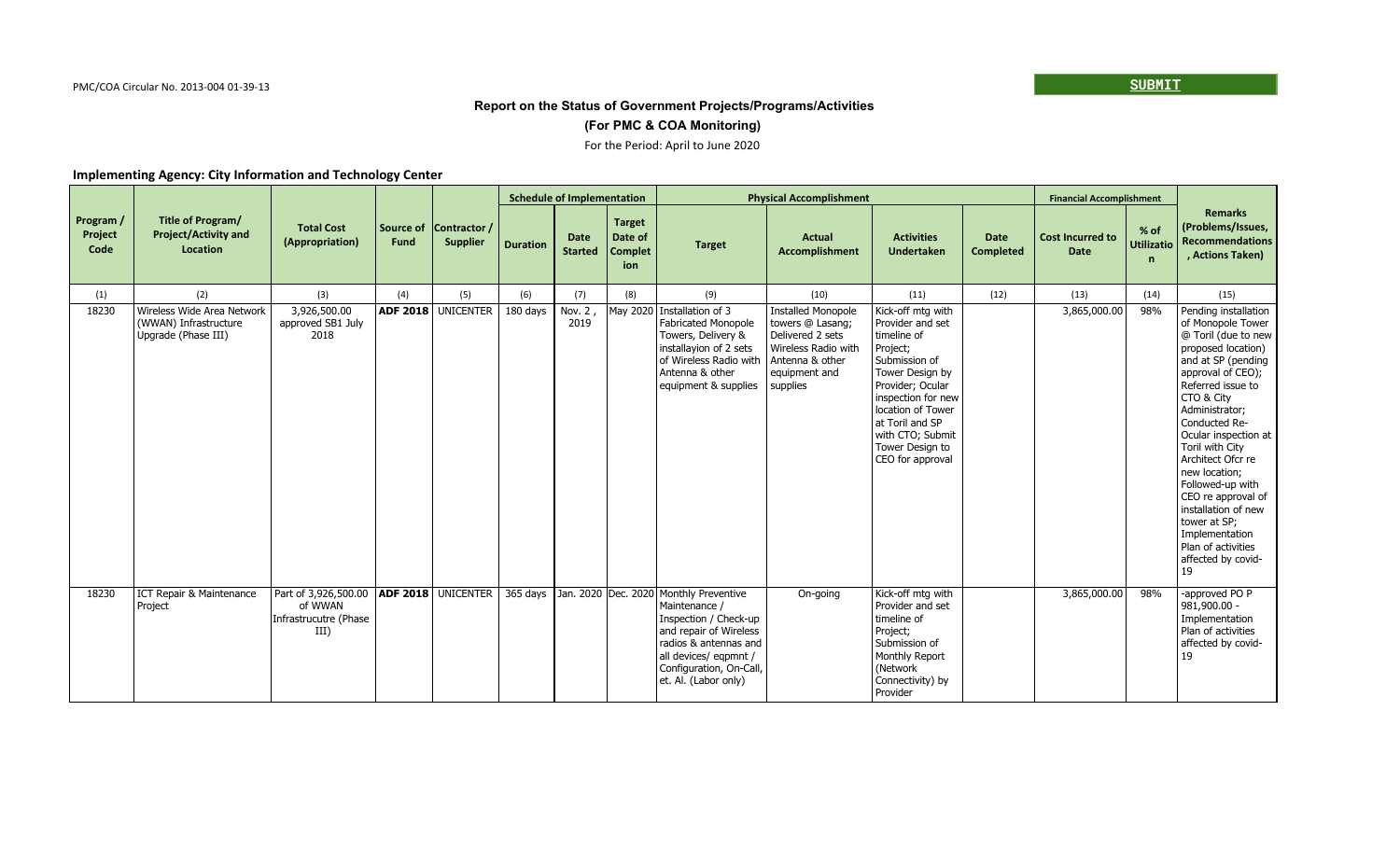PMC/COA Circular No. 2013-004 01-39-13

SUBMIT

# Report on the Status of Government Projects/Programs/Activities

## (For PMC & COA Monitoring)

For the Period: April to June 2020

### Implementing Agency: City Information and Technology Center

| Program / Project Code | Title of Program/ Project/Activity and Location | Total Cost (Appropriation) | Source of Fund | Contractor / Supplier | Schedule of Implementation | | | Physical Accomplishment | | | | Financial Accomplishment | | Remarks (Problems/Issues, Recommendations, Actions Taken) |
|---|---|---|---|---|---|---|---|---|---|---|---|---|---|---|
| | | | | | Duration | Date Started | Target Date of Completion | Target | Actual Accomplishment | Activities Undertaken | Date Completed | Cost Incurred to Date | % of Utilization | |
| (1) | (2) | (3) | (4) | (5) | (6) | (7) | (8) | (9) | (10) | (11) | (12) | (13) | (14) | (15) |
| 18230 | Wireless Wide Area Network (WWAN) Infrastructure Upgrade (Phase III) | 3,926,500.00 approved SB1 July 2018 | **ADF 2018** | UNICENTER | 180 days | Nov. 2, 2019 | May 2020 | Installation of 3 Fabricated Monopole Towers, Delivery & installayion of 2 sets of Wireless Radio with Antenna & other equipment & supplies | Installed Monopole towers @ Lasang; Delivered 2 sets Wireless Radio with Antenna & other equipment and supplies | Kick-off mtg with Provider and set timeline of Project; Submission of Tower Design by Provider; Ocular inspection for new location of Tower at Toril and SP with CTO; Submit Tower Design to CEO for approval | | 3,865,000.00 | 98% | Pending installation of Monopole Tower @ Toril (due to new proposed location) and at SP (pending approval of CEO); Referred issue to CTO & City Administrator; Conducted Re-Ocular inspection at Toril with City Architect Ofcr re new location; Followed-up with CEO re approval of installation of new tower at SP; Implementation Plan of activities affected by covid-19 |
| 18230 | ICT Repair & Maintenance Project | Part of 3,926,500.00 of WWAN Infrastrucutre (Phase III) | **ADF 2018** | UNICENTER | 365 days | Jan. 2020 | Dec. 2020 | Monthly Preventive Maintenance / Inspection / Check-up and repair of Wireless radios & antennas and all devices/ eqpmnt / Configuration, On-Call, et. Al. (Labor only) | On-going | Kick-off mtg with Provider and set timeline of Project; Submission of Monthly Report (Network Connectivity) by Provider | | 3,865,000.00 | 98% | -approved PO P 981,900.00 - Implementation Plan of activities affected by covid-19 |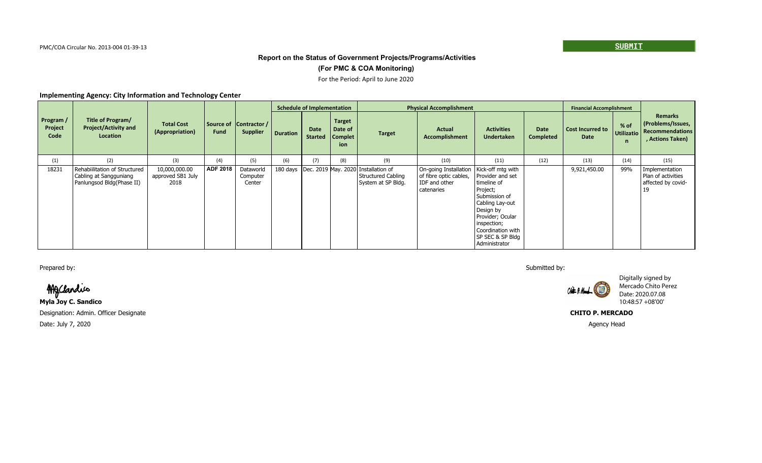PMC/COA Circular No. 2013-004 01-39-13

SUBMIT

**Report on the Status of Government Projects/Programs/Activities**

**(For PMC & COA Monitoring)**

For the Period: April to June 2020

**Implementing Agency: City Information and Technology Center**

| Program / Project Code | Title of Program/ Project/Activity and Location | Total Cost (Appropriation) | Source of Fund | Contractor / Supplier | Schedule of Implementation | | | Physical Accomplishment | | | | Financial Accomplishment | | Remarks (Problems/Issues, Recommendations, Actions Taken) |
|---|---|---|---|---|---|---|---|---|---|---|---|---|---|---|
| | | | | | Duration | Date Started | Target Date of Completion | Target | Actual Accomplishment | Activities Undertaken | Date Completed | Cost Incurred to Date | % of Utilization | |
| (1) | (2) | (3) | (4) | (5) | (6) | (7) | (8) | (9) | (10) | (11) | (12) | (13) | (14) | (15) |
| 18231 | Rehabiilitation of Structured Cabling at Sangguniang Panlungsod Bldg(Phase II) | 10,000,000.00 approved SB1 July 2018 | **ADF 2018** | Dataworld Computer Center | 180 days | Dec. 2019 | May. 2020 | Installation of Structured Cabling System at SP Bldg. | On-going Installation of fibre optic cables, IDF and other catenaries | Kick-off mtg with Provider and set timeline of Project; Submission of Cabling Lay-out Design by Provider; Ocular inspection; Coordination with SP SEC & SP Bldg Administrator | | 9,921,450.00 | 99% | Implementation Plan of activities affected by covid-19 |

Prepared by:

**Myla Joy C. Sandico**

Designation: Admin. Officer Designate

Date: July 7, 2020

Submitted by:

Digitally signed by Mercado Chito Perez
Date: 2020.07.08 10:48:57 +08'00'

**CHITO P. MERCADO**

Agency Head